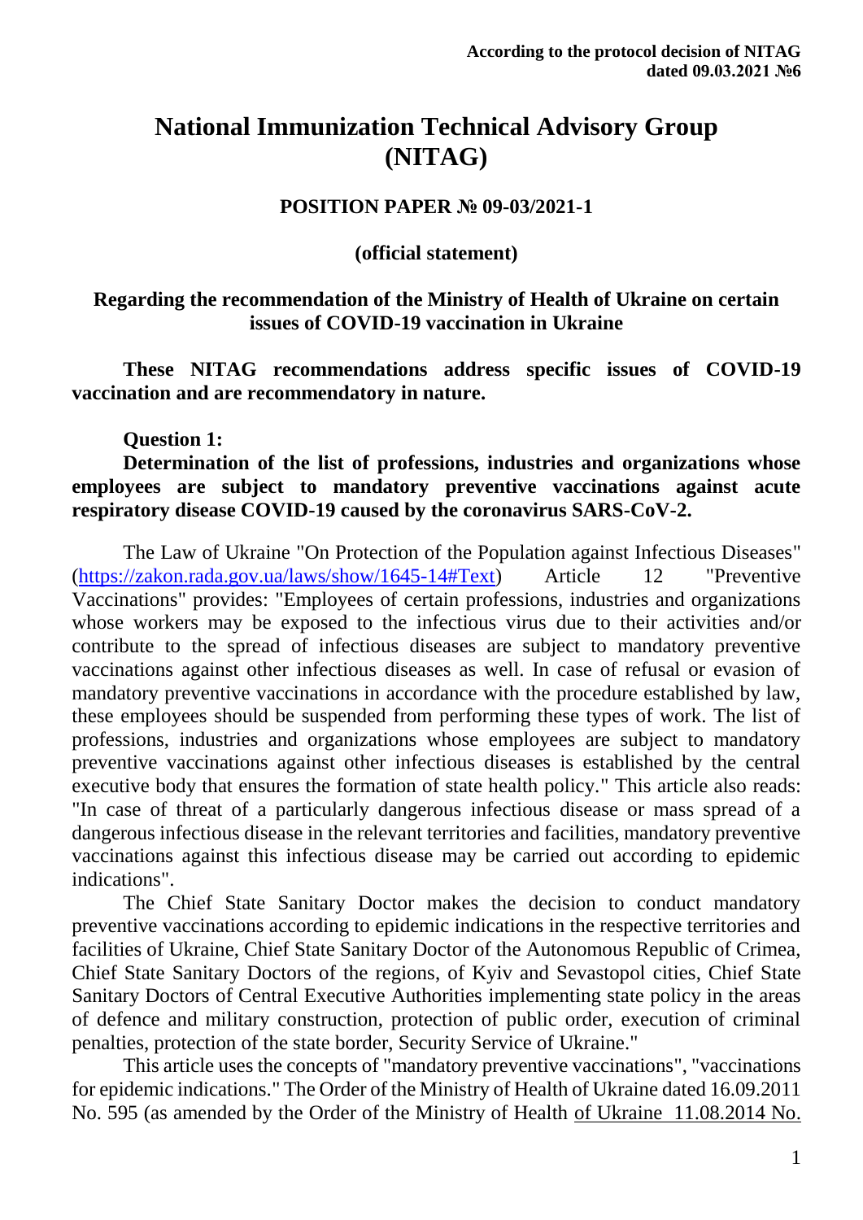**According to the protocol decision of NITAG dated 09.03.2021 №6**

# National Immunization Technical Advisory Group (NITAG)

## POSITION PAPER № 09-03/2021-1

**(official statement)**

### Regarding the recommendation of the Ministry of Health of Ukraine on certain issues of COVID-19 vaccination in Ukraine

**These NITAG recommendations address specific issues of COVID-19 vaccination and are recommendatory in nature.**

**Question 1:**

**Determination of the list of professions, industries and organizations whose employees are subject to mandatory preventive vaccinations against acute respiratory disease COVID-19 caused by the coronavirus SARS-CoV-2.**

The Law of Ukraine "On Protection of the Population against Infectious Diseases" (https://zakon.rada.gov.ua/laws/show/1645-14#Text) Article 12 "Preventive Vaccinations" provides: "Employees of certain professions, industries and organizations whose workers may be exposed to the infectious virus due to their activities and/or contribute to the spread of infectious diseases are subject to mandatory preventive vaccinations against other infectious diseases as well. In case of refusal or evasion of mandatory preventive vaccinations in accordance with the procedure established by law, these employees should be suspended from performing these types of work. The list of professions, industries and organizations whose employees are subject to mandatory preventive vaccinations against other infectious diseases is established by the central executive body that ensures the formation of state health policy." This article also reads: "In case of threat of a particularly dangerous infectious disease or mass spread of a dangerous infectious disease in the relevant territories and facilities, mandatory preventive vaccinations against this infectious disease may be carried out according to epidemic indications".

The Chief State Sanitary Doctor makes the decision to conduct mandatory preventive vaccinations according to epidemic indications in the respective territories and facilities of Ukraine, Chief State Sanitary Doctor of the Autonomous Republic of Crimea, Chief State Sanitary Doctors of the regions, of Kyiv and Sevastopol cities, Chief State Sanitary Doctors of Central Executive Authorities implementing state policy in the areas of defence and military construction, protection of public order, execution of criminal penalties, protection of the state border, Security Service of Ukraine."

This article uses the concepts of "mandatory preventive vaccinations", "vaccinations for epidemic indications." The Order of the Ministry of Health of Ukraine dated 16.09.2011 No. 595 (as amended by the Order of the Ministry of Health of Ukraine 11.08.2014 No.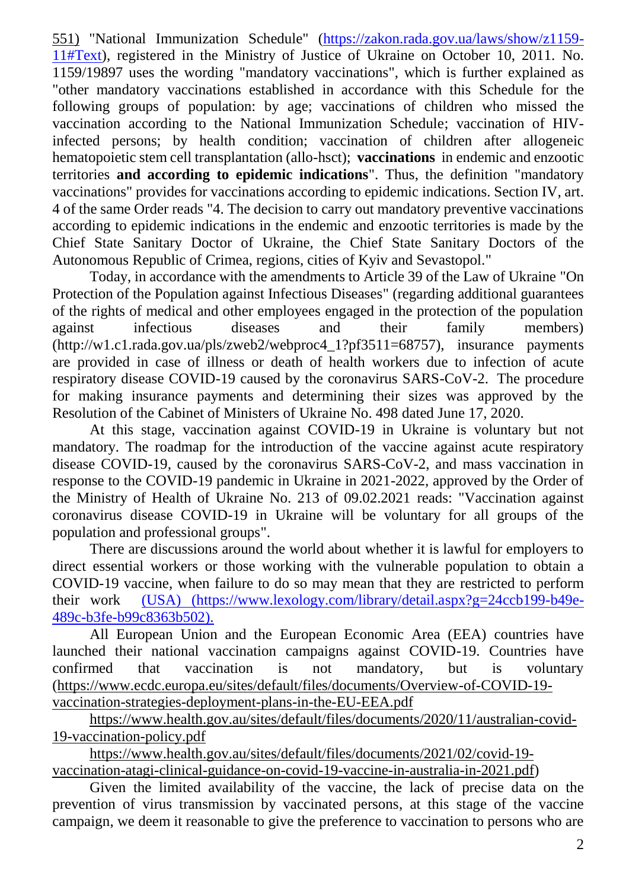551) "National Immunization Schedule" (https://zakon.rada.gov.ua/laws/show/z1159-11#Text), registered in the Ministry of Justice of Ukraine on October 10, 2011. No. 1159/19897 uses the wording "mandatory vaccinations", which is further explained as "other mandatory vaccinations established in accordance with this Schedule for the following groups of population: by age; vaccinations of children who missed the vaccination according to the National Immunization Schedule; vaccination of HIV-infected persons; by health condition; vaccination of children after allogeneic hematopoietic stem cell transplantation (allo-hsct); **vaccinations** in endemic and enzootic territories **and according to epidemic indications**". Thus, the definition "mandatory vaccinations" provides for vaccinations according to epidemic indications. Section IV, art. 4 of the same Order reads "4. The decision to carry out mandatory preventive vaccinations according to epidemic indications in the endemic and enzootic territories is made by the Chief State Sanitary Doctor of Ukraine, the Chief State Sanitary Doctors of the Autonomous Republic of Crimea, regions, cities of Kyiv and Sevastopol."

Today, in accordance with the amendments to Article 39 of the Law of Ukraine "On Protection of the Population against Infectious Diseases" (regarding additional guarantees of the rights of medical and other employees engaged in the protection of the population against infectious diseases and their family members) (http://w1.c1.rada.gov.ua/pls/zweb2/webproc4_1?pf3511=68757), insurance payments are provided in case of illness or death of health workers due to infection of acute respiratory disease COVID-19 caused by the coronavirus SARS-CoV-2. The procedure for making insurance payments and determining their sizes was approved by the Resolution of the Cabinet of Ministers of Ukraine No. 498 dated June 17, 2020.

At this stage, vaccination against COVID-19 in Ukraine is voluntary but not mandatory. The roadmap for the introduction of the vaccine against acute respiratory disease COVID-19, caused by the coronavirus SARS-CoV-2, and mass vaccination in response to the COVID-19 pandemic in Ukraine in 2021-2022, approved by the Order of the Ministry of Health of Ukraine No. 213 of 09.02.2021 reads: "Vaccination against coronavirus disease COVID-19 in Ukraine will be voluntary for all groups of the population and professional groups".

There are discussions around the world about whether it is lawful for employers to direct essential workers or those working with the vulnerable population to obtain a COVID-19 vaccine, when failure to do so may mean that they are restricted to perform their work (USA) (https://www.lexology.com/library/detail.aspx?g=24ccb199-b49e-489c-b3fe-b99c8363b502).

All European Union and the European Economic Area (EEA) countries have launched their national vaccination campaigns against COVID-19. Countries have confirmed that vaccination is not mandatory, but is voluntary (https://www.ecdc.europa.eu/sites/default/files/documents/Overview-of-COVID-19-vaccination-strategies-deployment-plans-in-the-EU-EEA.pdf

https://www.health.gov.au/sites/default/files/documents/2020/11/australian-covid-19-vaccination-policy.pdf

https://www.health.gov.au/sites/default/files/documents/2021/02/covid-19-vaccination-atagi-clinical-guidance-on-covid-19-vaccine-in-australia-in-2021.pdf)

Given the limited availability of the vaccine, the lack of precise data on the prevention of virus transmission by vaccinated persons, at this stage of the vaccine campaign, we deem it reasonable to give the preference to vaccination to persons who are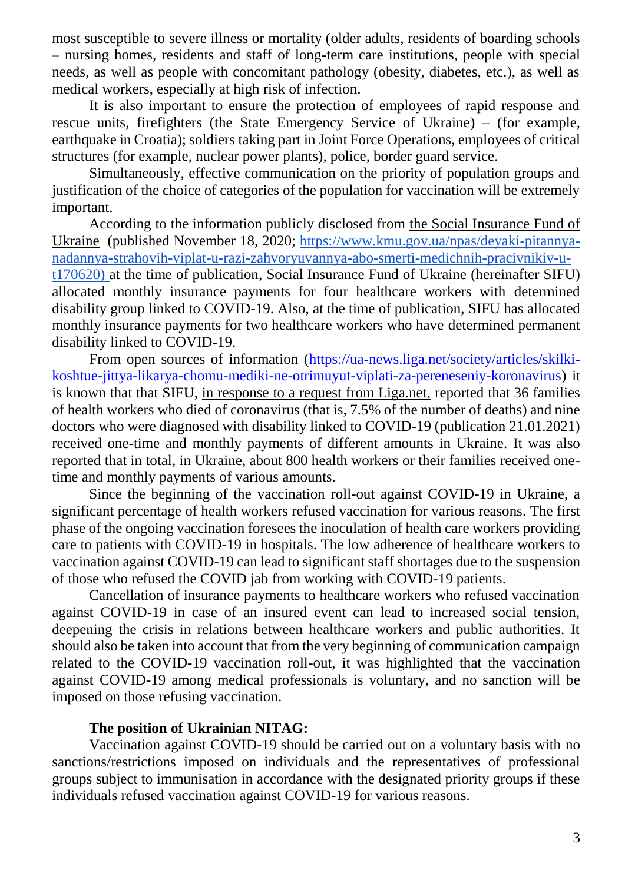most susceptible to severe illness or mortality (older adults, residents of boarding schools – nursing homes, residents and staff of long-term care institutions, people with special needs, as well as people with concomitant pathology (obesity, diabetes, etc.), as well as medical workers, especially at high risk of infection.

It is also important to ensure the protection of employees of rapid response and rescue units, firefighters (the State Emergency Service of Ukraine) – (for example, earthquake in Croatia); soldiers taking part in Joint Force Operations, employees of critical structures (for example, nuclear power plants), police, border guard service.

Simultaneously, effective communication on the priority of population groups and justification of the choice of categories of the population for vaccination will be extremely important.

According to the information publicly disclosed from the Social Insurance Fund of Ukraine (published November 18, 2020; https://www.kmu.gov.ua/npas/deyaki-pitannya-nadannya-strahovih-viplat-u-razi-zahvoryuvannya-abo-smerti-medichnih-pracivnikiv-u-t170620) at the time of publication, Social Insurance Fund of Ukraine (hereinafter SIFU) allocated monthly insurance payments for four healthcare workers with determined disability group linked to COVID-19. Also, at the time of publication, SIFU has allocated monthly insurance payments for two healthcare workers who have determined permanent disability linked to COVID-19.

From open sources of information (https://ua-news.liga.net/society/articles/skilki-koshtue-jittya-likarya-chomu-mediki-ne-otrimuyut-viplati-za-pereneseniy-koronavirus) it is known that that SIFU, in response to a request from Liga.net, reported that 36 families of health workers who died of coronavirus (that is, 7.5% of the number of deaths) and nine doctors who were diagnosed with disability linked to COVID-19 (publication 21.01.2021) received one-time and monthly payments of different amounts in Ukraine. It was also reported that in total, in Ukraine, about 800 health workers or their families received one-time and monthly payments of various amounts.

Since the beginning of the vaccination roll-out against COVID-19 in Ukraine, a significant percentage of health workers refused vaccination for various reasons. The first phase of the ongoing vaccination foresees the inoculation of health care workers providing care to patients with COVID-19 in hospitals. The low adherence of healthcare workers to vaccination against COVID-19 can lead to significant staff shortages due to the suspension of those who refused the COVID jab from working with COVID-19 patients.

Cancellation of insurance payments to healthcare workers who refused vaccination against COVID-19 in case of an insured event can lead to increased social tension, deepening the crisis in relations between healthcare workers and public authorities. It should also be taken into account that from the very beginning of communication campaign related to the COVID-19 vaccination roll-out, it was highlighted that the vaccination against COVID-19 among medical professionals is voluntary, and no sanction will be imposed on those refusing vaccination.

**The position of Ukrainian NITAG:**

Vaccination against COVID-19 should be carried out on a voluntary basis with no sanctions/restrictions imposed on individuals and the representatives of professional groups subject to immunisation in accordance with the designated priority groups if these individuals refused vaccination against COVID-19 for various reasons.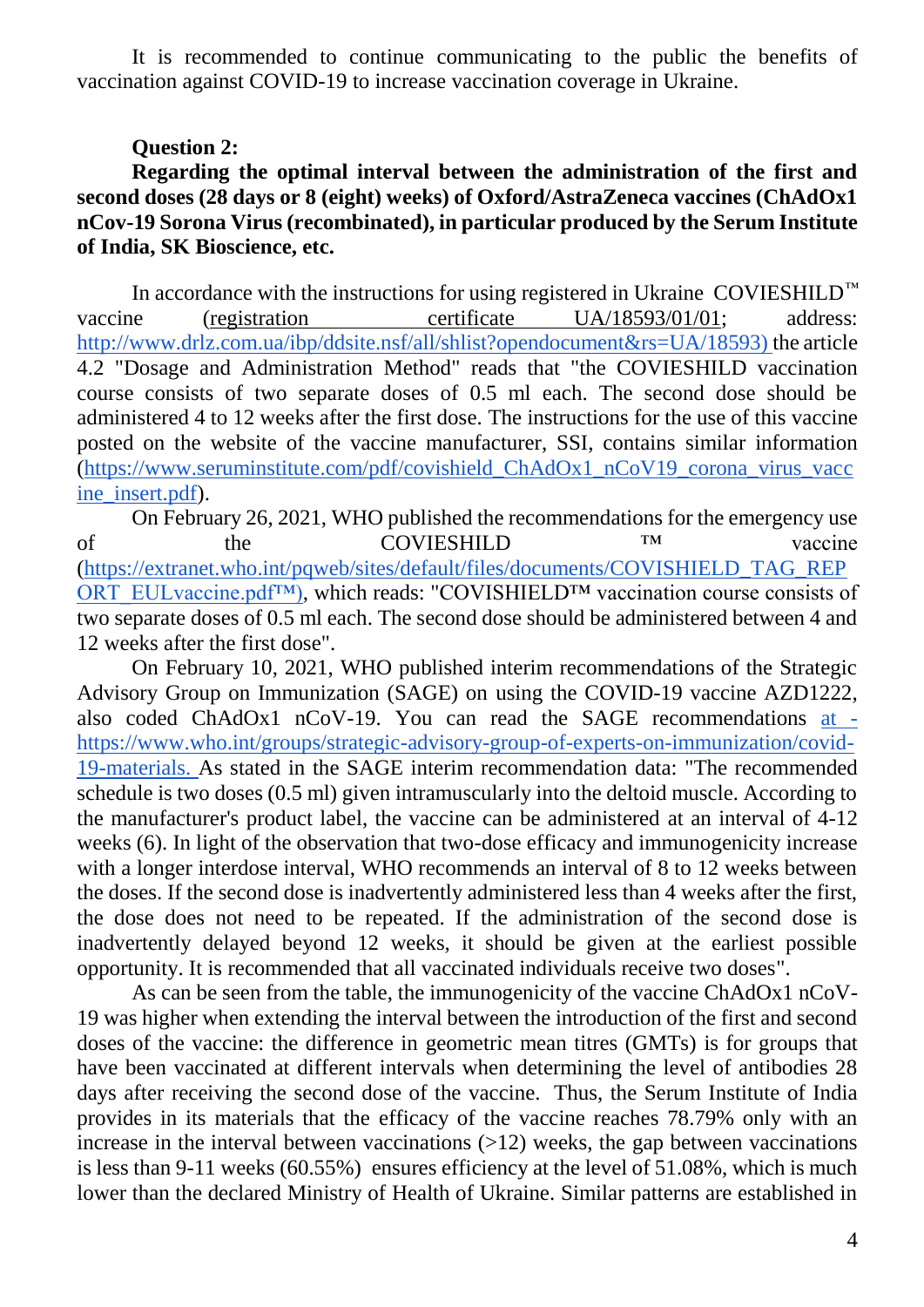It is recommended to continue communicating to the public the benefits of vaccination against COVID-19 to increase vaccination coverage in Ukraine.

**Question 2:**

**Regarding the optimal interval between the administration of the first and second doses (28 days or 8 (eight) weeks) of Oxford/AstraZeneca vaccines (ChAdOx1 nCov-19 Sorona Virus (recombinated), in particular produced by the Serum Institute of India, SK Bioscience, etc.**

In accordance with the instructions for using registered in Ukraine COVIESHILD™ vaccine (registration certificate UA/18593/01/01; address: http://www.drlz.com.ua/ibp/ddsite.nsf/all/shlist?opendocument&rs=UA/18593) the article 4.2 "Dosage and Administration Method" reads that "the COVIESHILD vaccination course consists of two separate doses of 0.5 ml each. The second dose should be administered 4 to 12 weeks after the first dose. The instructions for the use of this vaccine posted on the website of the vaccine manufacturer, SSI, contains similar information (https://www.seruminstitute.com/pdf/covishield_ChAdOx1_nCoV19_corona_virus_vaccine_insert.pdf).

On February 26, 2021, WHO published the recommendations for the emergency use of the COVIESHILD ™ vaccine (https://extranet.who.int/pqweb/sites/default/files/documents/COVISHIELD_TAG_REPORT_EULvaccine.pdf™), which reads: "COVISHIELD™ vaccination course consists of two separate doses of 0.5 ml each. The second dose should be administered between 4 and 12 weeks after the first dose".

On February 10, 2021, WHO published interim recommendations of the Strategic Advisory Group on Immunization (SAGE) on using the COVID-19 vaccine AZD1222, also coded ChAdOx1 nCoV-19. You can read the SAGE recommendations at - https://www.who.int/groups/strategic-advisory-group-of-experts-on-immunization/covid-19-materials. As stated in the SAGE interim recommendation data: "The recommended schedule is two doses (0.5 ml) given intramuscularly into the deltoid muscle. According to the manufacturer's product label, the vaccine can be administered at an interval of 4-12 weeks (6). In light of the observation that two-dose efficacy and immunogenicity increase with a longer interdose interval, WHO recommends an interval of 8 to 12 weeks between the doses. If the second dose is inadvertently administered less than 4 weeks after the first, the dose does not need to be repeated. If the administration of the second dose is inadvertently delayed beyond 12 weeks, it should be given at the earliest possible opportunity. It is recommended that all vaccinated individuals receive two doses".

As can be seen from the table, the immunogenicity of the vaccine ChAdOx1 nCoV-19 was higher when extending the interval between the introduction of the first and second doses of the vaccine: the difference in geometric mean titres (GMTs) is for groups that have been vaccinated at different intervals when determining the level of antibodies 28 days after receiving the second dose of the vaccine. Thus, the Serum Institute of India provides in its materials that the efficacy of the vaccine reaches 78.79% only with an increase in the interval between vaccinations (>12) weeks, the gap between vaccinations is less than 9-11 weeks (60.55%) ensures efficiency at the level of 51.08%, which is much lower than the declared Ministry of Health of Ukraine. Similar patterns are established in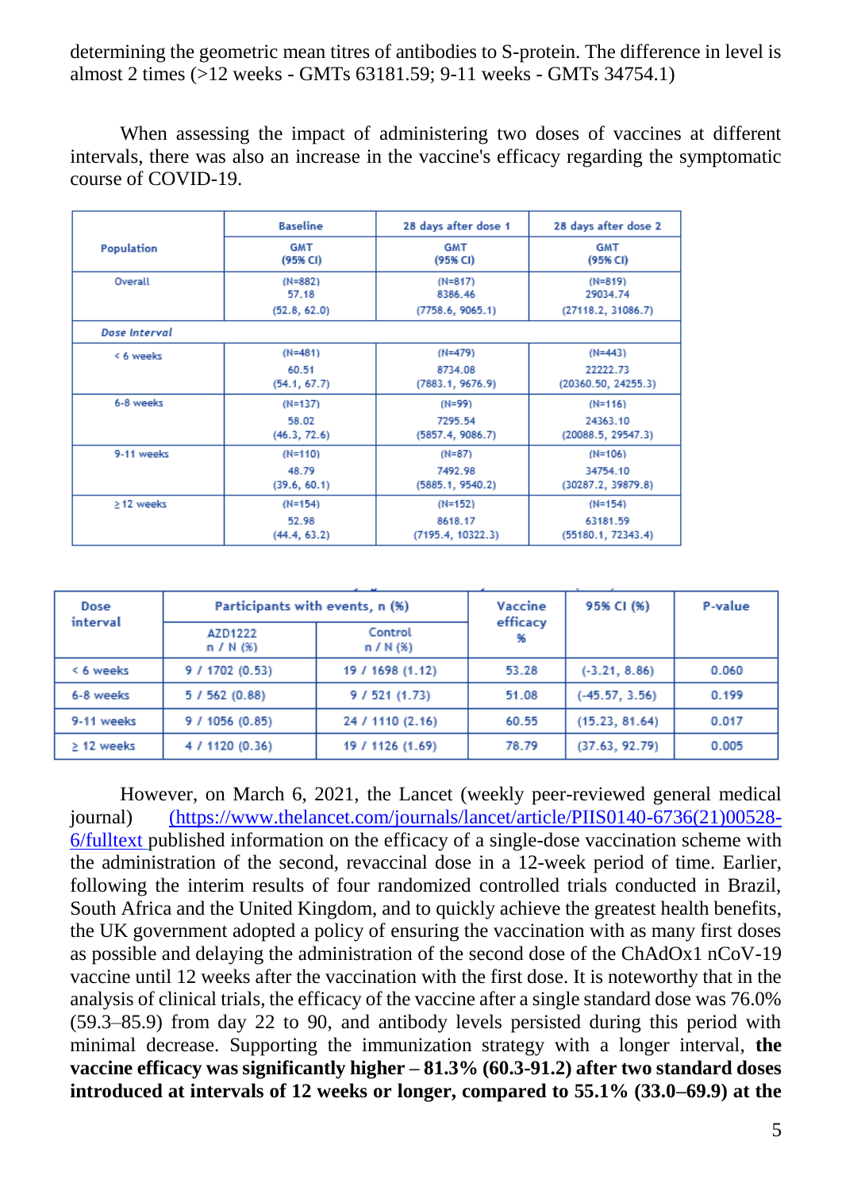determining the geometric mean titres of antibodies to S-protein. The difference in level is almost 2 times (>12 weeks - GMTs 63181.59; 9-11 weeks - GMTs 34754.1)

When assessing the impact of administering two doses of vaccines at different intervals, there was also an increase in the vaccine's efficacy regarding the symptomatic course of COVID-19.

| Population | Baseline | 28 days after dose 1 | 28 days after dose 2 |
|---|---|---|---|
| | GMT (95% CI) | GMT (95% CI) | GMT (95% CI) |
| Overall | (N=882) 57.18 (52.8, 62.0) | (N=817) 8386.46 (7758.6, 9065.1) | (N=819) 29034.74 (27118.2, 31086.7) |
| *Dose Interval* | | | |
| < 6 weeks | (N=481) 60.51 (54.1, 67.7) | (N=479) 8734.08 (7883.1, 9676.9) | (N=443) 22222.73 (20360.50, 24255.3) |
| 6-8 weeks | (N=137) 58.02 (46.3, 72.6) | (N=99) 7295.54 (5857.4, 9086.7) | (N=116) 24363.10 (20088.5, 29547.3) |
| 9-11 weeks | (N=110) 48.79 (39.6, 60.1) | (N=87) 7492.98 (5885.1, 9540.2) | (N=106) 34754.10 (30287.2, 39879.8) |
| ≥ 12 weeks | (N=154) 52.98 (44.4, 63.2) | (N=152) 8618.17 (7195.4, 10322.3) | (N=154) 63181.59 (55180.1, 72343.4) |

| Dose interval | Participants with events, n (%) | | Vaccine efficacy % | 95% CI (%) | P-value |
|---|---|---|---|---|---|
| | AZD1222 n / N (%) | Control n / N (%) | | | |
| < 6 weeks | 9 / 1702 (0.53) | 19 / 1698 (1.12) | 53.28 | (-3.21, 8.86) | 0.060 |
| 6-8 weeks | 5 / 562 (0.88) | 9 / 521 (1.73) | 51.08 | (-45.57, 3.56) | 0.199 |
| 9-11 weeks | 9 / 1056 (0.85) | 24 / 1110 (2.16) | 60.55 | (15.23, 81.64) | 0.017 |
| ≥ 12 weeks | 4 / 1120 (0.36) | 19 / 1126 (1.69) | 78.79 | (37.63, 92.79) | 0.005 |

However, on March 6, 2021, the Lancet (weekly peer-reviewed general medical journal) (https://www.thelancet.com/journals/lancet/article/PIIS0140-6736(21)00528-6/fulltext published information on the efficacy of a single-dose vaccination scheme with the administration of the second, revaccinal dose in a 12-week period of time. Earlier, following the interim results of four randomized controlled trials conducted in Brazil, South Africa and the United Kingdom, and to quickly achieve the greatest health benefits, the UK government adopted a policy of ensuring the vaccination with as many first doses as possible and delaying the administration of the second dose of the ChAdOx1 nCoV-19 vaccine until 12 weeks after the vaccination with the first dose. It is noteworthy that in the analysis of clinical trials, the efficacy of the vaccine after a single standard dose was 76.0% (59.3–85.9) from day 22 to 90, and antibody levels persisted during this period with minimal decrease. Supporting the immunization strategy with a longer interval, **the vaccine efficacy was significantly higher – 81.3% (60.3-91.2) after two standard doses introduced at intervals of 12 weeks or longer, compared to 55.1% (33.0–69.9) at the**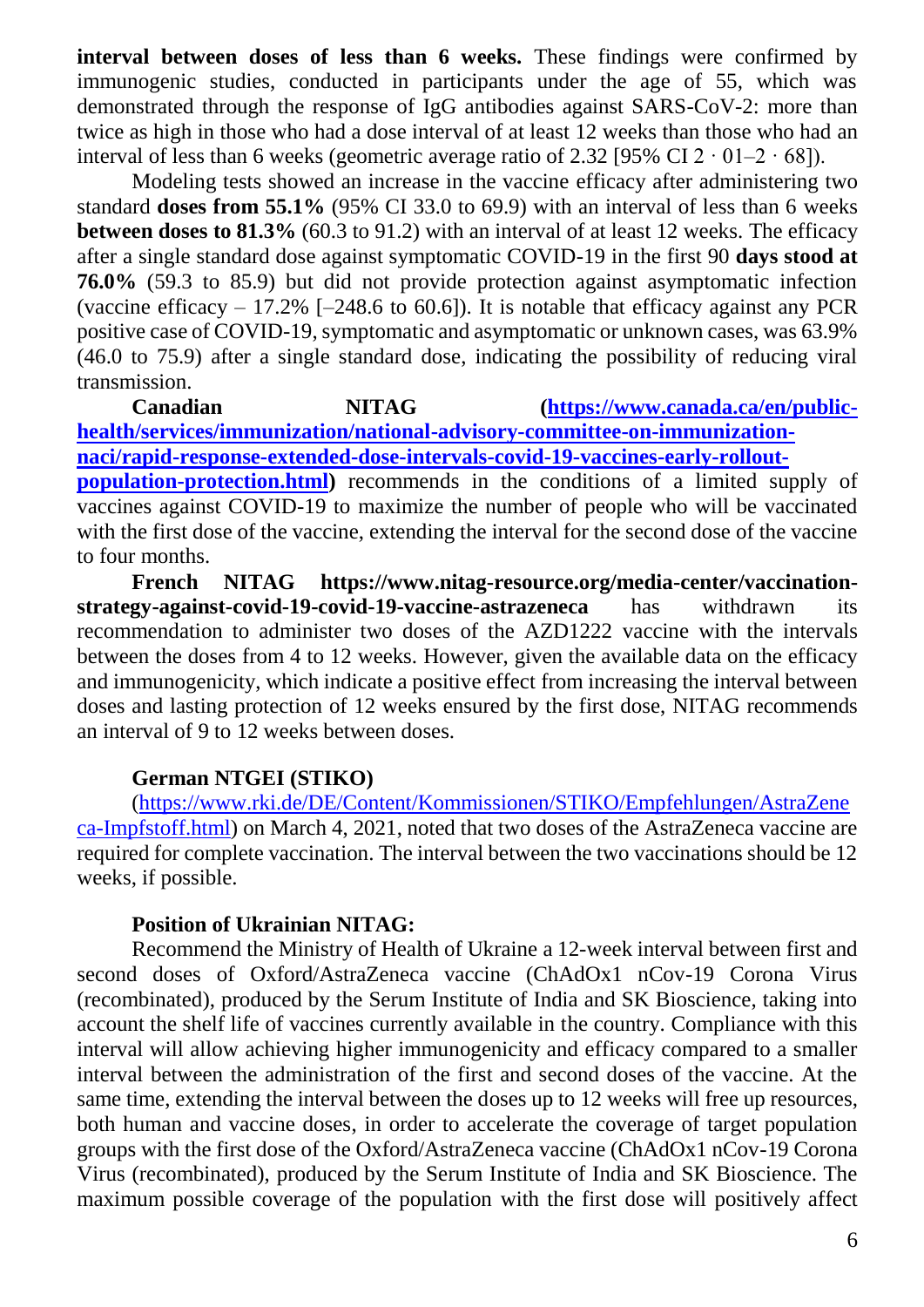**interval between doses of less than 6 weeks.** These findings were confirmed by immunogenic studies, conducted in participants under the age of 55, which was demonstrated through the response of IgG antibodies against SARS-CoV-2: more than twice as high in those who had a dose interval of at least 12 weeks than those who had an interval of less than 6 weeks (geometric average ratio of 2.32 [95% CI 2 · 01–2 · 68]).

Modeling tests showed an increase in the vaccine efficacy after administering two standard **doses from 55.1%** (95% CI 33.0 to 69.9) with an interval of less than 6 weeks **between doses to 81.3%** (60.3 to 91.2) with an interval of at least 12 weeks. The efficacy after a single standard dose against symptomatic COVID-19 in the first 90 **days stood at 76.0%** (59.3 to 85.9) but did not provide protection against asymptomatic infection (vaccine efficacy – 17.2% [–248.6 to 60.6]). It is notable that efficacy against any PCR positive case of COVID-19, symptomatic and asymptomatic or unknown cases, was 63.9% (46.0 to 75.9) after a single standard dose, indicating the possibility of reducing viral transmission.

**Canadian NITAG ([https://www.canada.ca/en/public-health/services/immunization/national-advisory-committee-on-immunization-naci/rapid-response-extended-dose-intervals-covid-19-vaccines-early-rollout-population-protection.html](https://www.canada.ca/en/public-health/services/immunization/national-advisory-committee-on-immunization-naci/rapid-response-extended-dose-intervals-covid-19-vaccines-early-rollout-population-protection.html))** recommends in the conditions of a limited supply of vaccines against COVID-19 to maximize the number of people who will be vaccinated with the first dose of the vaccine, extending the interval for the second dose of the vaccine to four months.

**French NITAG https://www.nitag-resource.org/media-center/vaccination-strategy-against-covid-19-covid-19-vaccine-astrazeneca** has withdrawn its recommendation to administer two doses of the AZD1222 vaccine with the intervals between the doses from 4 to 12 weeks. However, given the available data on the efficacy and immunogenicity, which indicate a positive effect from increasing the interval between doses and lasting protection of 12 weeks ensured by the first dose, NITAG recommends an interval of 9 to 12 weeks between doses.

**German NTGEI (STIKO)**

([https://www.rki.de/DE/Content/Kommissionen/STIKO/Empfehlungen/AstraZeneca-Impfstoff.html](https://www.rki.de/DE/Content/Kommissionen/STIKO/Empfehlungen/AstraZeneca-Impfstoff.html)) on March 4, 2021, noted that two doses of the AstraZeneca vaccine are required for complete vaccination. The interval between the two vaccinations should be 12 weeks, if possible.

**Position of Ukrainian NITAG:**

Recommend the Ministry of Health of Ukraine a 12-week interval between first and second doses of Oxford/AstraZeneca vaccine (ChAdOx1 nCov-19 Corona Virus (recombinated), produced by the Serum Institute of India and SK Bioscience, taking into account the shelf life of vaccines currently available in the country. Compliance with this interval will allow achieving higher immunogenicity and efficacy compared to a smaller interval between the administration of the first and second doses of the vaccine. At the same time, extending the interval between the doses up to 12 weeks will free up resources, both human and vaccine doses, in order to accelerate the coverage of target population groups with the first dose of the Oxford/AstraZeneca vaccine (ChAdOx1 nCov-19 Corona Virus (recombinated), produced by the Serum Institute of India and SK Bioscience. The maximum possible coverage of the population with the first dose will positively affect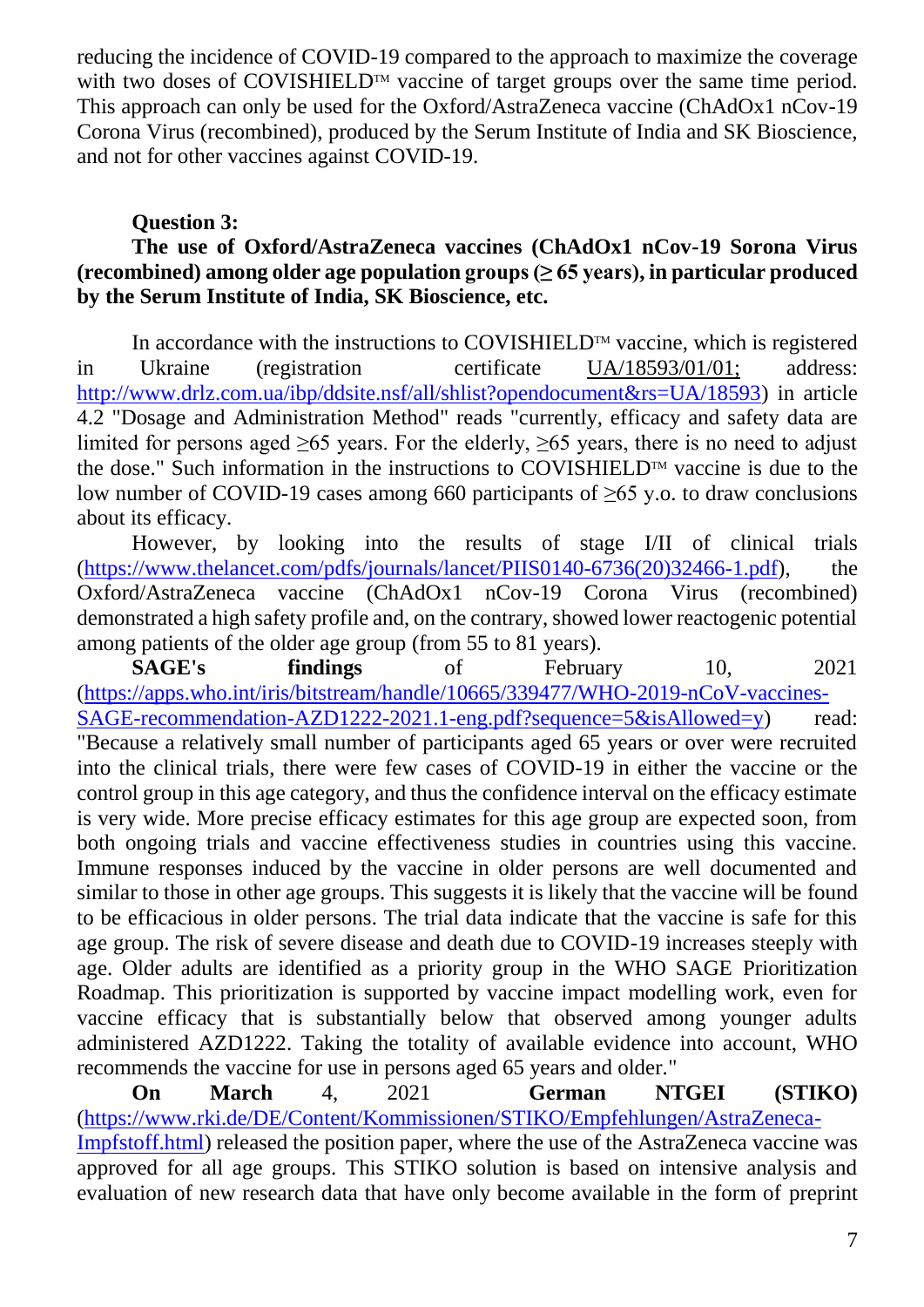reducing the incidence of COVID-19 compared to the approach to maximize the coverage with two doses of COVISHIELD™ vaccine of target groups over the same time period. This approach can only be used for the Oxford/AstraZeneca vaccine (ChAdOx1 nCov-19 Corona Virus (recombined), produced by the Serum Institute of India and SK Bioscience, and not for other vaccines against COVID-19.

**Question 3:**

**The use of Oxford/AstraZeneca vaccines (ChAdOx1 nCov-19 Sorona Virus (recombined) among older age population groups (≥ 65 years), in particular produced by the Serum Institute of India, SK Bioscience, etc.**

In accordance with the instructions to COVISHIELD™ vaccine, which is registered in Ukraine (registration certificate UA/18593/01/01; address: http://www.drlz.com.ua/ibp/ddsite.nsf/all/shlist?opendocument&rs=UA/18593) in article 4.2 "Dosage and Administration Method" reads "currently, efficacy and safety data are limited for persons aged ≥65 years. For the elderly, ≥65 years, there is no need to adjust the dose." Such information in the instructions to COVISHIELD™ vaccine is due to the low number of COVID-19 cases among 660 participants of ≥65 y.o. to draw conclusions about its efficacy.

However, by looking into the results of stage I/II of clinical trials (https://www.thelancet.com/pdfs/journals/lancet/PIIS0140-6736(20)32466-1.pdf), the Oxford/AstraZeneca vaccine (ChAdOx1 nCov-19 Corona Virus (recombined) demonstrated a high safety profile and, on the contrary, showed lower reactogenic potential among patients of the older age group (from 55 to 81 years).

**SAGE's findings** of February 10, 2021 (https://apps.who.int/iris/bitstream/handle/10665/339477/WHO-2019-nCoV-vaccines-SAGE-recommendation-AZD1222-2021.1-eng.pdf?sequence=5&isAllowed=y) read: "Because a relatively small number of participants aged 65 years or over were recruited into the clinical trials, there were few cases of COVID-19 in either the vaccine or the control group in this age category, and thus the confidence interval on the efficacy estimate is very wide. More precise efficacy estimates for this age group are expected soon, from both ongoing trials and vaccine effectiveness studies in countries using this vaccine. Immune responses induced by the vaccine in older persons are well documented and similar to those in other age groups. This suggests it is likely that the vaccine will be found to be efficacious in older persons. The trial data indicate that the vaccine is safe for this age group. The risk of severe disease and death due to COVID-19 increases steeply with age. Older adults are identified as a priority group in the WHO SAGE Prioritization Roadmap. This prioritization is supported by vaccine impact modelling work, even for vaccine efficacy that is substantially below that observed among younger adults administered AZD1222. Taking the totality of available evidence into account, WHO recommends the vaccine for use in persons aged 65 years and older."

**On March** 4, 2021 **German NTGEI (STIKO)** (https://www.rki.de/DE/Content/Kommissionen/STIKO/Empfehlungen/AstraZeneca-Impfstoff.html) released the position paper, where the use of the AstraZeneca vaccine was approved for all age groups. This STIKO solution is based on intensive analysis and evaluation of new research data that have only become available in the form of preprint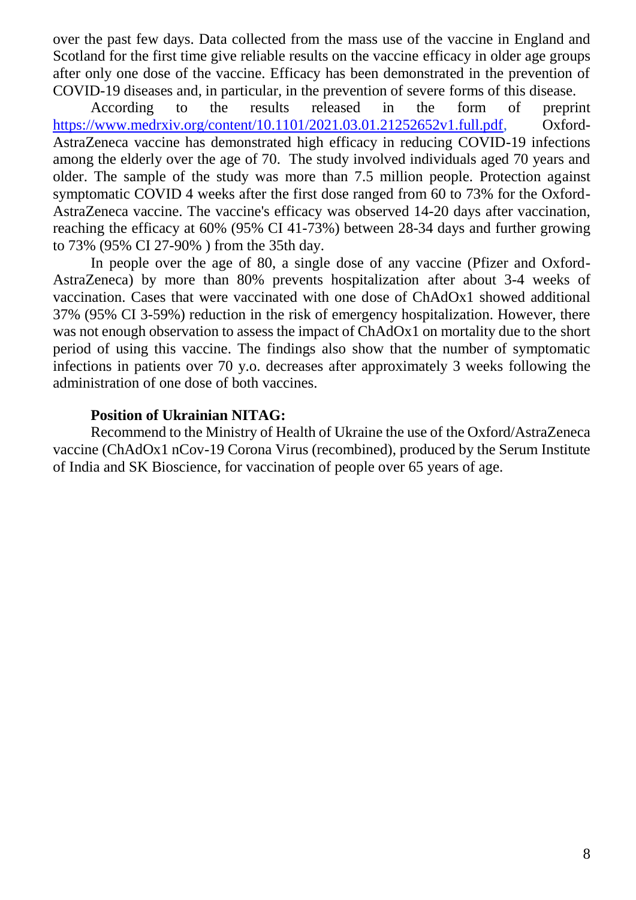over the past few days. Data collected from the mass use of the vaccine in England and Scotland for the first time give reliable results on the vaccine efficacy in older age groups after only one dose of the vaccine. Efficacy has been demonstrated in the prevention of COVID-19 diseases and, in particular, in the prevention of severe forms of this disease.

According to the results released in the form of preprint https://www.medrxiv.org/content/10.1101/2021.03.01.21252652v1.full.pdf, Oxford-AstraZeneca vaccine has demonstrated high efficacy in reducing COVID-19 infections among the elderly over the age of 70. The study involved individuals aged 70 years and older. The sample of the study was more than 7.5 million people. Protection against symptomatic COVID 4 weeks after the first dose ranged from 60 to 73% for the Oxford-AstraZeneca vaccine. The vaccine's efficacy was observed 14-20 days after vaccination, reaching the efficacy at 60% (95% CI 41-73%) between 28-34 days and further growing to 73% (95% CI 27-90% ) from the 35th day.

In people over the age of 80, a single dose of any vaccine (Pfizer and Oxford-AstraZeneca) by more than 80% prevents hospitalization after about 3-4 weeks of vaccination. Cases that were vaccinated with one dose of ChAdOx1 showed additional 37% (95% CI 3-59%) reduction in the risk of emergency hospitalization. However, there was not enough observation to assess the impact of ChAdOx1 on mortality due to the short period of using this vaccine. The findings also show that the number of symptomatic infections in patients over 70 y.o. decreases after approximately 3 weeks following the administration of one dose of both vaccines.

**Position of Ukrainian NITAG:**

Recommend to the Ministry of Health of Ukraine the use of the Oxford/AstraZeneca vaccine (ChAdOx1 nCov-19 Corona Virus (recombined), produced by the Serum Institute of India and SK Bioscience, for vaccination of people over 65 years of age.